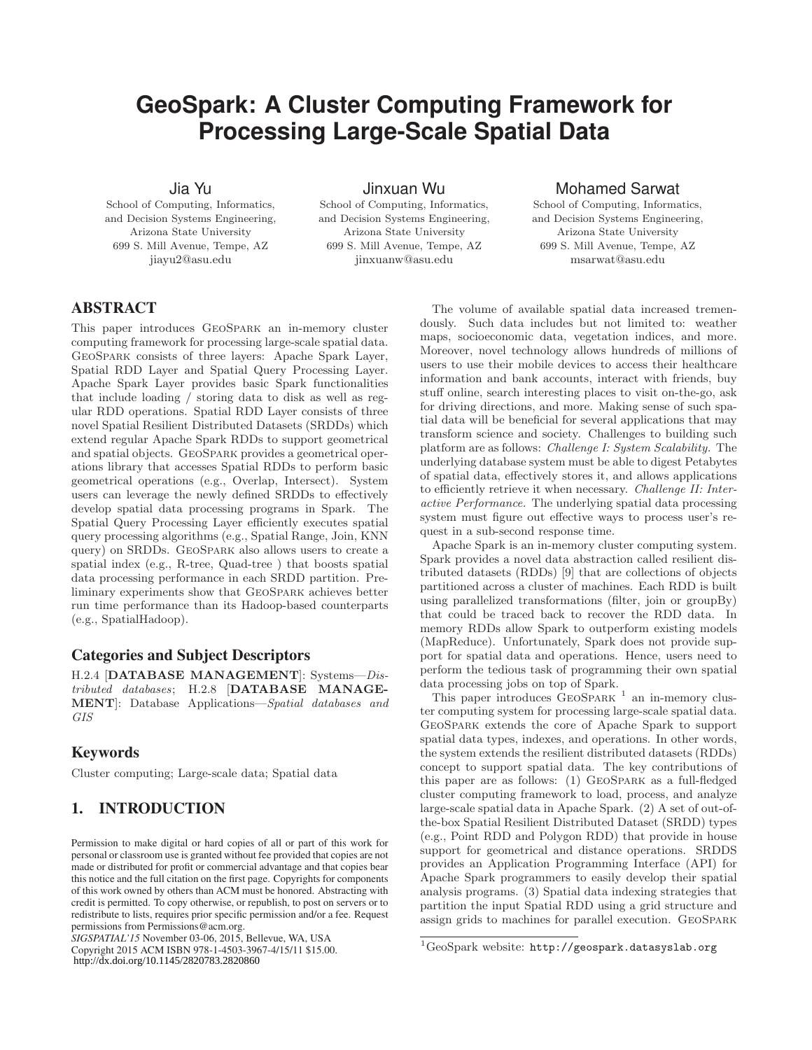# GeoSpark: A Cluster Computing Framework for Processing Large-Scale Spatial Data

Jia Yu
School of Computing, Informatics, and Decision Systems Engineering, Arizona State University
699 S. Mill Avenue, Tempe, AZ
jiayu2@asu.edu

Jinxuan Wu
School of Computing, Informatics, and Decision Systems Engineering, Arizona State University
699 S. Mill Avenue, Tempe, AZ
jinxuanw@asu.edu

Mohamed Sarwat
School of Computing, Informatics, and Decision Systems Engineering, Arizona State University
699 S. Mill Avenue, Tempe, AZ
msarwat@asu.edu

## ABSTRACT

This paper introduces GeoSpark an in-memory cluster computing framework for processing large-scale spatial data. GeoSpark consists of three layers: Apache Spark Layer, Spatial RDD Layer and Spatial Query Processing Layer. Apache Spark Layer provides basic Spark functionalities that include loading / storing data to disk as well as regular RDD operations. Spatial RDD Layer consists of three novel Spatial Resilient Distributed Datasets (SRDDs) which extend regular Apache Spark RDDs to support geometrical and spatial objects. GeoSpark provides a geometrical operations library that accesses Spatial RDDs to perform basic geometrical operations (e.g., Overlap, Intersect). System users can leverage the newly defined SRDDs to effectively develop spatial data processing programs in Spark. The Spatial Query Processing Layer efficiently executes spatial query processing algorithms (e.g., Spatial Range, Join, KNN query) on SRDDs. GeoSpark also allows users to create a spatial index (e.g., R-tree, Quad-tree ) that boosts spatial data processing performance in each SRDD partition. Preliminary experiments show that GeoSpark achieves better run time performance than its Hadoop-based counterparts (e.g., SpatialHadoop).

### Categories and Subject Descriptors

H.2.4 [**DATABASE MANAGEMENT**]: Systems—*Distributed databases*; H.2.8 [**DATABASE MANAGEMENT**]: Database Applications—*Spatial databases and GIS*

### Keywords

Cluster computing; Large-scale data; Spatial data

## 1. INTRODUCTION

The volume of available spatial data increased tremendously. Such data includes but not limited to: weather maps, socioeconomic data, vegetation indices, and more. Moreover, novel technology allows hundreds of millions of users to use their mobile devices to access their healthcare information and bank accounts, interact with friends, buy stuff online, search interesting places to visit on-the-go, ask for driving directions, and more. Making sense of such spatial data will be beneficial for several applications that may transform science and society. Challenges to building such platform are as follows: *Challenge I: System Scalability.* The underlying database system must be able to digest Petabytes of spatial data, effectively stores it, and allows applications to efficiently retrieve it when necessary. *Challenge II: Interactive Performance.* The underlying spatial data processing system must figure out effective ways to process user's request in a sub-second response time.

Apache Spark is an in-memory cluster computing system. Spark provides a novel data abstraction called resilient distributed datasets (RDDs) [9] that are collections of objects partitioned across a cluster of machines. Each RDD is built using parallelized transformations (filter, join or groupBy) that could be traced back to recover the RDD data. In memory RDDs allow Spark to outperform existing models (MapReduce). Unfortunately, Spark does not provide support for spatial data and operations. Hence, users need to perform the tedious task of programming their own spatial data processing jobs on top of Spark.

This paper introduces GeoSpark [1] an in-memory cluster computing system for processing large-scale spatial data. GeoSpark extends the core of Apache Spark to support spatial data types, indexes, and operations. In other words, the system extends the resilient distributed datasets (RDDs) concept to support spatial data. The key contributions of this paper are as follows: (1) GeoSpark as a full-fledged cluster computing framework to load, process, and analyze large-scale spatial data in Apache Spark. (2) A set of out-of-the-box Spatial Resilient Distributed Dataset (SRDD) types (e.g., Point RDD and Polygon RDD) that provide in house support for geometrical and distance operations. SRDDS provides an Application Programming Interface (API) for Apache Spark programmers to easily develop their spatial analysis programs. (3) Spatial data indexing strategies that partition the input Spatial RDD using a grid structure and assign grids to machines for parallel execution. GeoSpark

Permission to make digital or hard copies of all or part of this work for personal or classroom use is granted without fee provided that copies are not made or distributed for profit or commercial advantage and that copies bear this notice and the full citation on the first page. Copyrights for components of this work owned by others than ACM must be honored. Abstracting with credit is permitted. To copy otherwise, or republish, to post on servers or to redistribute to lists, requires prior specific permission and/or a fee. Request permissions from Permissions@acm.org.
*SIGSPATIAL'15* November 03-06, 2015, Bellevue, WA, USA
Copyright 2015 ACM ISBN 978-1-4503-3967-4/15/11 $15.00.
http://dx.doi.org/10.1145/2820783.2820860

[1] GeoSpark website: http://geospark.datasyslab.org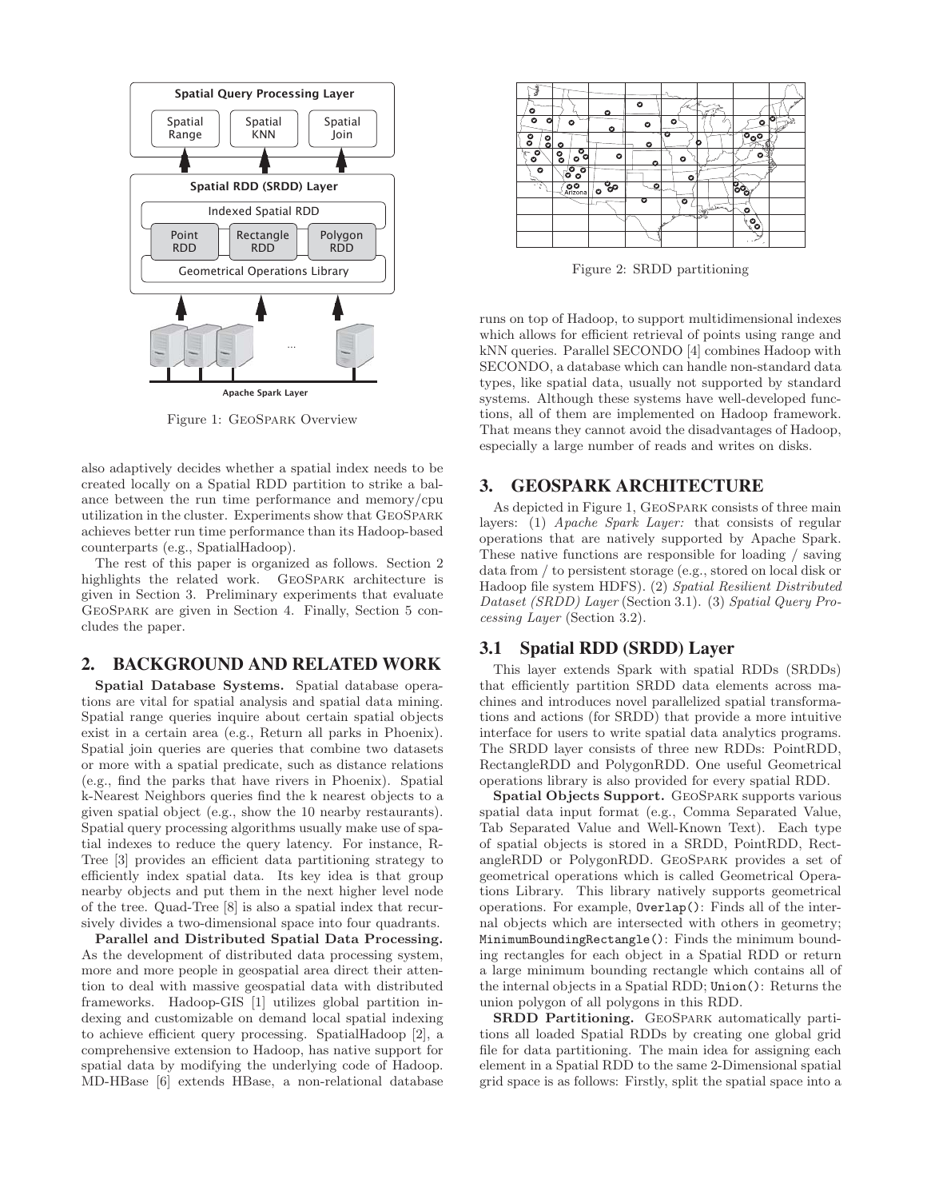Figure 1: GeoSpark Overview

also adaptively decides whether a spatial index needs to be created locally on a Spatial RDD partition to strike a balance between the run time performance and memory/cpu utilization in the cluster. Experiments show that GeoSpark achieves better run time performance than its Hadoop-based counterparts (e.g., SpatialHadoop).

The rest of this paper is organized as follows. Section 2 highlights the related work. GeoSpark architecture is given in Section 3. Preliminary experiments that evaluate GeoSpark are given in Section 4. Finally, Section 5 concludes the paper.

## 2. BACKGROUND AND RELATED WORK

**Spatial Database Systems.** Spatial database operations are vital for spatial analysis and spatial data mining. Spatial range queries inquire about certain spatial objects exist in a certain area (e.g., Return all parks in Phoenix). Spatial join queries are queries that combine two datasets or more with a spatial predicate, such as distance relations (e.g., find the parks that have rivers in Phoenix). Spatial k-Nearest Neighbors queries find the k nearest objects to a given spatial object (e.g., show the 10 nearby restaurants). Spatial query processing algorithms usually make use of spatial indexes to reduce the query latency. For instance, R-Tree [3] provides an efficient data partitioning strategy to efficiently index spatial data. Its key idea is that group nearby objects and put them in the next higher level node of the tree. Quad-Tree [8] is also a spatial index that recursively divides a two-dimensional space into four quadrants.

**Parallel and Distributed Spatial Data Processing.** As the development of distributed data processing system, more and more people in geospatial area direct their attention to deal with massive geospatial data with distributed frameworks. Hadoop-GIS [1] utilizes global partition indexing and customizable on demand local spatial indexing to achieve efficient query processing. SpatialHadoop [2], a comprehensive extension to Hadoop, has native support for spatial data by modifying the underlying code of Hadoop. MD-HBase [6] extends HBase, a non-relational database runs on top of Hadoop, to support multidimensional indexes which allows for efficient retrieval of points using range and kNN queries. Parallel SECONDO [4] combines Hadoop with SECONDO, a database which can handle non-standard data types, like spatial data, usually not supported by standard systems. Although these systems have well-developed functions, all of them are implemented on Hadoop framework. That means they cannot avoid the disadvantages of Hadoop, especially a large number of reads and writes on disks.

Figure 2: SRDD partitioning

## 3. GEOSPARK ARCHITECTURE

As depicted in Figure 1, GeoSpark consists of three main layers: (1) *Apache Spark Layer:* that consists of regular operations that are natively supported by Apache Spark. These native functions are responsible for loading / saving data from / to persistent storage (e.g., stored on local disk or Hadoop file system HDFS). (2) *Spatial Resilient Distributed Dataset (SRDD) Layer* (Section 3.1). (3) *Spatial Query Processing Layer* (Section 3.2).

### 3.1 Spatial RDD (SRDD) Layer

This layer extends Spark with spatial RDDs (SRDDs) that efficiently partition SRDD data elements across machines and introduces novel parallelized spatial transformations and actions (for SRDD) that provide a more intuitive interface for users to write spatial data analytics programs. The SRDD layer consists of three new RDDs: PointRDD, RectangleRDD and PolygonRDD. One useful Geometrical operations library is also provided for every spatial RDD.

**Spatial Objects Support.** GeoSpark supports various spatial data input format (e.g., Comma Separated Value, Tab Separated Value and Well-Known Text). Each type of spatial objects is stored in a SRDD, PointRDD, RectangleRDD or PolygonRDD. GeoSpark provides a set of geometrical operations which is called Geometrical Operations Library. This library natively supports geometrical operations. For example, `Overlap()`: Finds all of the internal objects which are intersected with others in geometry; `MinimumBoundingRectangle()`: Finds the minimum bounding rectangles for each object in a Spatial RDD or return a large minimum bounding rectangle which contains all of the internal objects in a Spatial RDD; `Union()`: Returns the union polygon of all polygons in this RDD.

**SRDD Partitioning.** GeoSpark automatically partitions all loaded Spatial RDDs by creating one global grid file for data partitioning. The main idea for assigning each element in a Spatial RDD to the same 2-Dimensional spatial grid space is as follows: Firstly, split the spatial space into a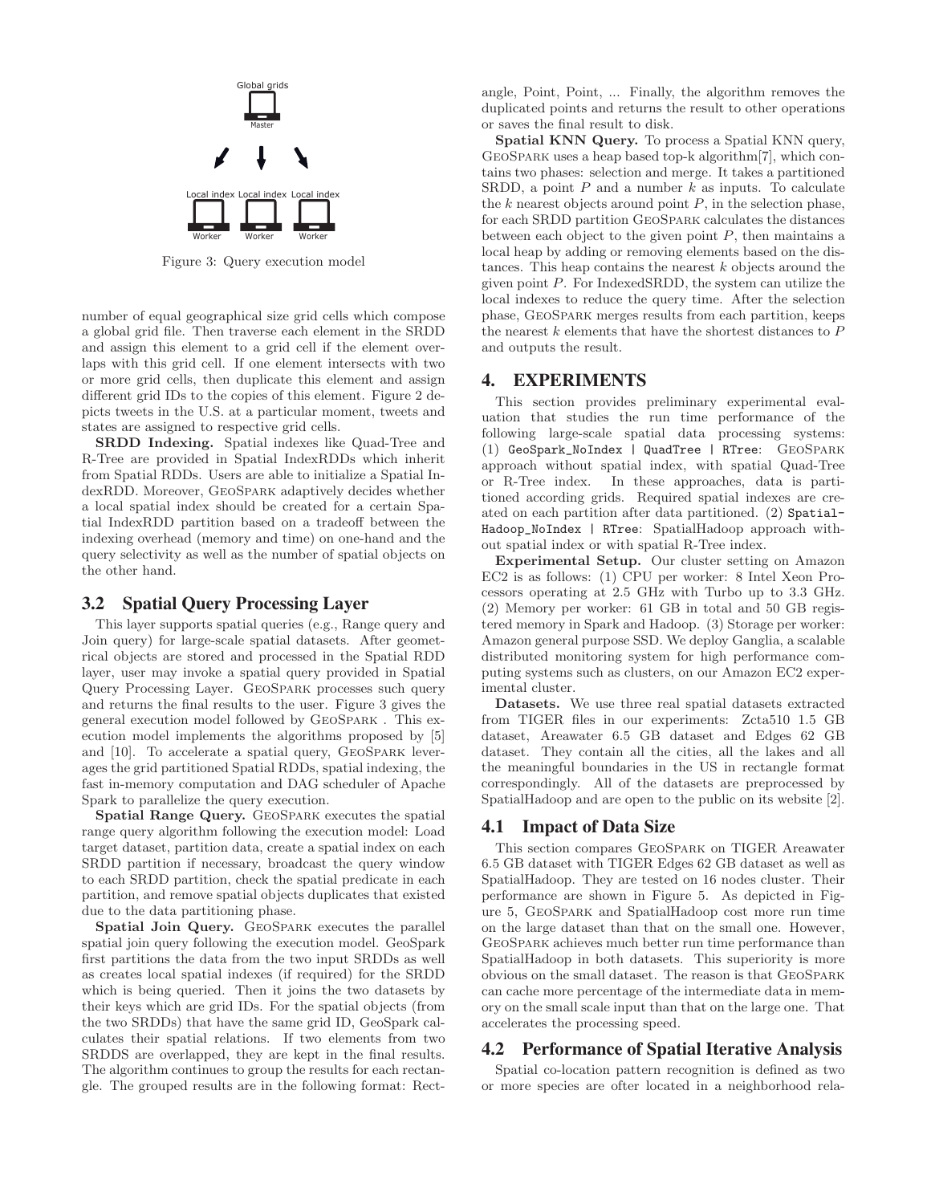Global grids

Master

Local index Local index Local index

Worker Worker Worker

Figure 3: Query execution model

number of equal geographical size grid cells which compose a global grid file. Then traverse each element in the SRDD and assign this element to a grid cell if the element overlaps with this grid cell. If one element intersects with two or more grid cells, then duplicate this element and assign different grid IDs to the copies of this element. Figure 2 depicts tweets in the U.S. at a particular moment, tweets and states are assigned to respective grid cells.

**SRDD Indexing.** Spatial indexes like Quad-Tree and R-Tree are provided in Spatial IndexRDDs which inherit from Spatial RDDs. Users are able to initialize a Spatial IndexRDD. Moreover, GeoSpark adaptively decides whether a local spatial index should be created for a certain Spatial IndexRDD partition based on a tradeoff between the indexing overhead (memory and time) on one-hand and the query selectivity as well as the number of spatial objects on the other hand.

## 3.2 Spatial Query Processing Layer

This layer supports spatial queries (e.g., Range query and Join query) for large-scale spatial datasets. After geometrical objects are stored and processed in the Spatial RDD layer, user may invoke a spatial query provided in Spatial Query Processing Layer. GeoSpark processes such query and returns the final results to the user. Figure 3 gives the general execution model followed by GeoSpark . This execution model implements the algorithms proposed by [5] and [10]. To accelerate a spatial query, GeoSpark leverages the grid partitioned Spatial RDDs, spatial indexing, the fast in-memory computation and DAG scheduler of Apache Spark to parallelize the query execution.

**Spatial Range Query.** GeoSpark executes the spatial range query algorithm following the execution model: Load target dataset, partition data, create a spatial index on each SRDD partition if necessary, broadcast the query window to each SRDD partition, check the spatial predicate in each partition, and remove spatial objects duplicates that existed due to the data partitioning phase.

**Spatial Join Query.** GeoSpark executes the parallel spatial join query following the execution model. GeoSpark first partitions the data from the two input SRDDs as well as creates local spatial indexes (if required) for the SRDD which is being queried. Then it joins the two datasets by their keys which are grid IDs. For the spatial objects (from the two SRDDs) that have the same grid ID, GeoSpark calculates their spatial relations. If two elements from two SRDDS are overlapped, they are kept in the final results. The algorithm continues to group the results for each rectangle. The grouped results are in the following format: Rectangle, Point, Point, ... Finally, the algorithm removes the duplicated points and returns the result to other operations or saves the final result to disk.

**Spatial KNN Query.** To process a Spatial KNN query, GeoSpark uses a heap based top-k algorithm[7], which contains two phases: selection and merge. It takes a partitioned SRDD, a point $P$ and a number $k$ as inputs. To calculate the $k$ nearest objects around point $P$, in the selection phase, for each SRDD partition GeoSpark calculates the distances between each object to the given point $P$, then maintains a local heap by adding or removing elements based on the distances. This heap contains the nearest $k$ objects around the given point $P$. For IndexedSRDD, the system can utilize the local indexes to reduce the query time. After the selection phase, GeoSpark merges results from each partition, keeps the nearest $k$ elements that have the shortest distances to $P$ and outputs the result.

# 4. EXPERIMENTS

This section provides preliminary experimental evaluation that studies the run time performance of the following large-scale spatial data processing systems: (1) `GeoSpark_NoIndex | QuadTree | RTree`: GeoSpark approach without spatial index, with spatial Quad-Tree or R-Tree index. In these approaches, data is partitioned according grids. Required spatial indexes are created on each partition after data partitioned. (2) `Spatial-Hadoop_NoIndex | RTree`: SpatialHadoop approach without spatial index or with spatial R-Tree index.

**Experimental Setup.** Our cluster setting on Amazon EC2 is as follows: (1) CPU per worker: 8 Intel Xeon Processors operating at 2.5 GHz with Turbo up to 3.3 GHz. (2) Memory per worker: 61 GB in total and 50 GB registered memory in Spark and Hadoop. (3) Storage per worker: Amazon general purpose SSD. We deploy Ganglia, a scalable distributed monitoring system for high performance computing systems such as clusters, on our Amazon EC2 experimental cluster.

**Datasets.** We use three real spatial datasets extracted from TIGER files in our experiments: Zcta510 1.5 GB dataset, Areawater 6.5 GB dataset and Edges 62 GB dataset. They contain all the cities, all the lakes and all the meaningful boundaries in the US in rectangle format correspondingly. All of the datasets are preprocessed by SpatialHadoop and are open to the public on its website [2].

## 4.1 Impact of Data Size

This section compares GeoSpark on TIGER Areawater 6.5 GB dataset with TIGER Edges 62 GB dataset as well as SpatialHadoop. They are tested on 16 nodes cluster. Their performance are shown in Figure 5. As depicted in Figure 5, GeoSpark and SpatialHadoop cost more run time on the large dataset than that on the small one. However, GeoSpark achieves much better run time performance than SpatialHadoop in both datasets. This superiority is more obvious on the small dataset. The reason is that GeoSpark can cache more percentage of the intermediate data in memory on the small scale input than that on the large one. That accelerates the processing speed.

## 4.2 Performance of Spatial Iterative Analysis

Spatial co-location pattern recognition is defined as two or more species are ofter located in a neighborhood rela-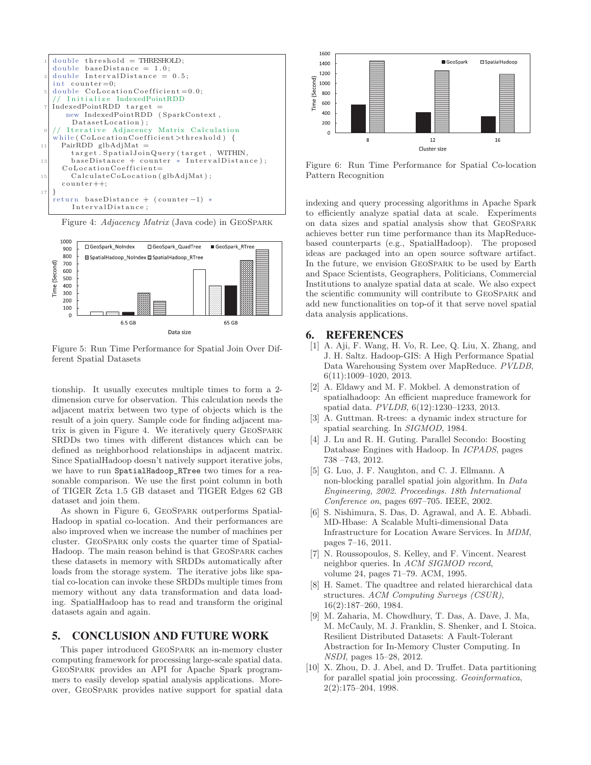```java
double threshold = THRESHOLD;
double baseDistance = 1.0;
double IntervalDistance = 0.5;
int counter=0;
double CoLocationCoefficient=0.0;
// Initialize IndexedPointRDD
IndexedPointRDD target =
    new IndexedPointRDD (SparkContext,
      DatasetLocation);
// Iterative Adjacency Matrix Calculation
while(CoLocationCoefficient>threshold) {
  PairRDD glbAdjMat =
      target.SpatialJoinQuery(target, WITHIN,
      baseDistance + counter * IntervalDistance);
  CoLocationCoefficient=
      CalculateCoLocation(glbAdjMat);
  counter++;
}
return baseDistance + (counter-1) *
      IntervalDistance;
```

Figure 4: *Adjacency Matrix* (Java code) in GeoSpark

1000
900
800
700
600
500
400
300
200
100
0
Time (Second)
GeoSpark_NoIndex
GeoSpark_QuadTree
GeoSpark_RTree
SpatialHadoop_NoIndex
SpatialHadoop_RTree
6.5 GB
65 GB
Data size

Figure 5: Run Time Performance for Spatial Join Over Different Spatial Datasets

tionship. It usually executes multiple times to form a 2-dimension curve for observation. This calculation needs the adjacent matrix between two type of objects which is the result of a join query. Sample code for finding adjacent matrix is given in Figure 4. We iteratively query GeoSpark SRDDs two times with different distances which can be defined as neighborhood relationships in adjacent matrix. Since SpatialHadoop doesn't natively support iterative jobs, we have to run `SpatialHadoop_RTree` two times for a reasonable comparison. We use the first point column in both of TIGER Zcta 1.5 GB dataset and TIGER Edges 62 GB dataset and join them.

As shown in Figure 6, GeoSpark outperforms SpatialHadoop in spatial co-location. And their performances are also improved when we increase the number of machines per cluster. GeoSpark only costs the quarter time of SpatialHadoop. The main reason behind is that GeoSpark caches these datasets in memory with SRDDs automatically after loads from the storage system. The iterative jobs like spatial co-location can invoke these SRDDs multiple times from memory without any data transformation and data loading. SpatialHadoop has to read and transform the original datasets again and again.

## 5. CONCLUSION AND FUTURE WORK

This paper introduced GeoSpark an in-memory cluster computing framework for processing large-scale spatial data. GeoSpark provides an API for Apache Spark programmers to easily develop spatial analysis applications. Moreover, GeoSpark provides native support for spatial data indexing and query processing algorithms in Apache Spark to efficiently analyze spatial data at scale. Experiments on data sizes and spatial analysis show that GeoSpark achieves better run time performance than its MapReduce-based counterparts (e.g., SpatialHadoop). The proposed ideas are packaged into an open source software artifact. In the future, we envision GeoSpark to be used by Earth and Space Scientists, Geographers, Politicians, Commercial Institutions to analyze spatial data at scale. We also expect the scientific community will contribute to GeoSpark and add new functionalities on top-of it that serve novel spatial data analysis applications.

1600
1400
1200
1000
800
600
400
200
0
Time (Second)
GeoSpark
SpatialHadoop
8
12
16
Cluster size

Figure 6: Run Time Performance for Spatial Co-location Pattern Recognition

## 6. REFERENCES

[1] A. Aji, F. Wang, H. Vo, R. Lee, Q. Liu, X. Zhang, and J. H. Saltz. Hadoop-GIS: A High Performance Spatial Data Warehousing System over MapReduce. *PVLDB*, 6(11):1009–1020, 2013.

[2] A. Eldawy and M. F. Mokbel. A demonstration of spatialhadoop: An efficient mapreduce framework for spatial data. *PVLDB*, 6(12):1230–1233, 2013.

[3] A. Guttman. R-trees: a dynamic index structure for spatial searching. In *SIGMOD*, 1984.

[4] J. Lu and R. H. Guting. Parallel Secondo: Boosting Database Engines with Hadoop. In *ICPADS*, pages 738 –743, 2012.

[5] G. Luo, J. F. Naughton, and C. J. Ellmann. A non-blocking parallel spatial join algorithm. In *Data Engineering, 2002. Proceedings. 18th International Conference on*, pages 697–705. IEEE, 2002.

[6] S. Nishimura, S. Das, D. Agrawal, and A. E. Abbadi. MD-Hbase: A Scalable Multi-dimensional Data Infrastructure for Location Aware Services. In *MDM*, pages 7–16, 2011.

[7] N. Roussopoulos, S. Kelley, and F. Vincent. Nearest neighbor queries. In *ACM SIGMOD record*, volume 24, pages 71–79. ACM, 1995.

[8] H. Samet. The quadtree and related hierarchical data structures. *ACM Computing Surveys (CSUR)*, 16(2):187–260, 1984.

[9] M. Zaharia, M. Chowdhury, T. Das, A. Dave, J. Ma, M. McCauly, M. J. Franklin, S. Shenker, and I. Stoica. Resilient Distributed Datasets: A Fault-Tolerant Abstraction for In-Memory Cluster Computing. In *NSDI*, pages 15–28, 2012.

[10] X. Zhou, D. J. Abel, and D. Truffet. Data partitioning for parallel spatial join processing. *Geoinformatica*, 2(2):175–204, 1998.